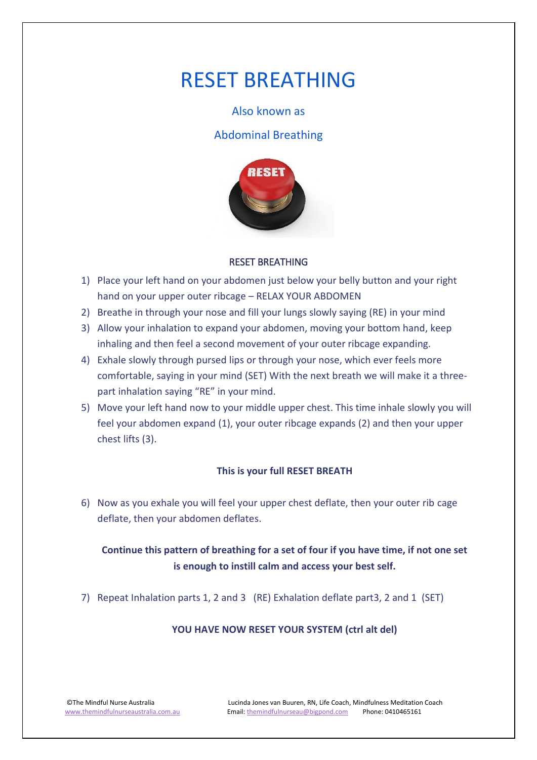# RESET BREATHING

Also known as

Abdominal Breathing

## RESET BREATHING

1) Place your left hand on your abdomen just below your belly button and your right hand on your upper outer ribcage – RELAX YOUR ABDOMEN
2) Breathe in through your nose and fill your lungs slowly saying (RE) in your mind
3) Allow your inhalation to expand your abdomen, moving your bottom hand, keep inhaling and then feel a second movement of your outer ribcage expanding.
4) Exhale slowly through pursed lips or through your nose, which ever feels more comfortable, saying in your mind (SET) With the next breath we will make it a three-part inhalation saying "RE" in your mind.
5) Move your left hand now to your middle upper chest. This time inhale slowly you will feel your abdomen expand (1), your outer ribcage expands (2) and then your upper chest lifts (3).

**This is your full RESET BREATH**

6) Now as you exhale you will feel your upper chest deflate, then your outer rib cage deflate, then your abdomen deflates.

**Continue this pattern of breathing for a set of four if you have time, if not one set is enough to instill calm and access your best self.**

7) Repeat Inhalation parts 1, 2 and 3 (RE) Exhalation deflate part3, 2 and 1 (SET)

**YOU HAVE NOW RESET YOUR SYSTEM (ctrl alt del)**

©The Mindful Nurse Australia
www.themindfulnurseaustralia.com.au

Lucinda Jones van Buuren, RN, Life Coach, Mindfulness Meditation Coach
Email: themindfulnurseau@bigpond.com Phone: 0410465161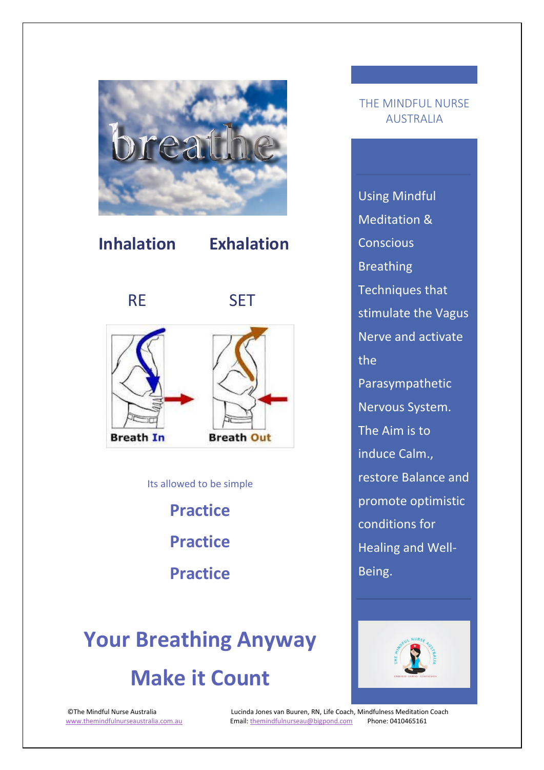**Inhalation** **Exhalation**

RE SET

Breath In Breath Out

Its allowed to be simple

**Practice**

**Practice**

**Practice**

## Your Breathing Anyway

## Make it Count

THE MINDFUL NURSE AUSTRALIA

Using Mindful Meditation & Conscious Breathing Techniques that stimulate the Vagus Nerve and activate the Parasympathetic Nervous System. The Aim is to induce Calm., restore Balance and promote optimistic conditions for Healing and Well-Being.

©The Mindful Nurse Australia
www.themindfulnurseaustralia.com.au

Lucinda Jones van Buuren, RN, Life Coach, Mindfulness Meditation Coach
Email: themindfulnurseau@bigpond.com Phone: 0410465161